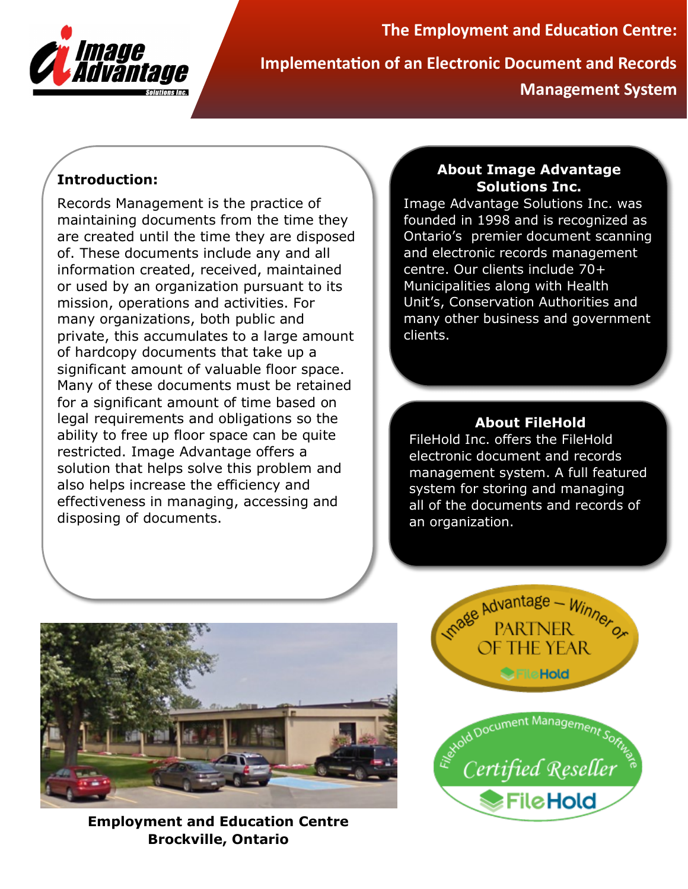# The Employment and Education Centre:

## Implementation of an Electronic Document and Records Management System

**Introduction:**

Records Management is the practice of maintaining documents from the time they are created until the time they are disposed of. These documents include any and all information created, received, maintained or used by an organization pursuant to its mission, operations and activities. For many organizations, both public and private, this accumulates to a large amount of hardcopy documents that take up a significant amount of valuable floor space. Many of these documents must be retained for a significant amount of time based on legal requirements and obligations so the ability to free up floor space can be quite restricted. Image Advantage offers a solution that helps solve this problem and also helps increase the efficiency and effectiveness in managing, accessing and disposing of documents.

**About Image Advantage Solutions Inc.**

Image Advantage Solutions Inc. was founded in 1998 and is recognized as Ontario's premier document scanning and electronic records management centre. Our clients include 70+ Municipalities along with Health Unit's, Conservation Authorities and many other business and government clients.

**About FileHold**

FileHold Inc. offers the FileHold electronic document and records management system. A full featured system for storing and managing all of the documents and records of an organization.

Image Advantage – Winner of PARTNER OF THE YEAR FileHold

FileHold Document Management Software Certified Reseller FileHold

**Employment and Education Centre Brockville, Ontario**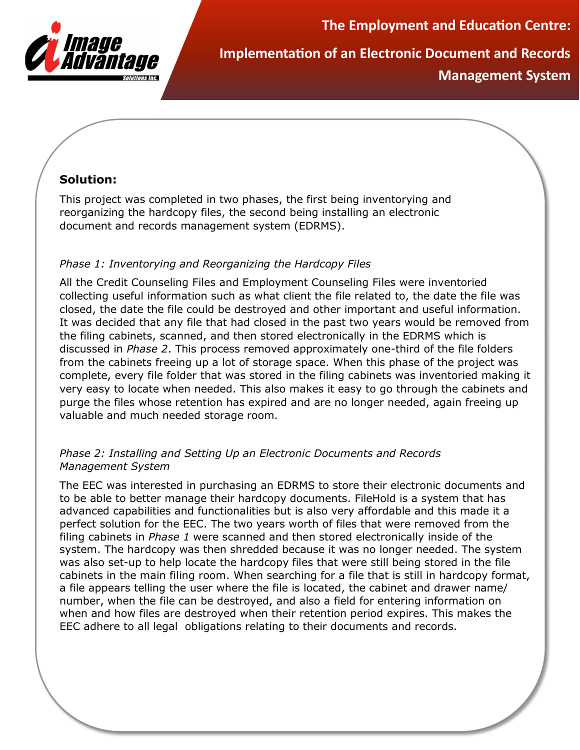## Solution:

This project was completed in two phases, the first being inventorying and reorganizing the hardcopy files, the second being installing an electronic document and records management system (EDRMS).

*Phase 1: Inventorying and Reorganizing the Hardcopy Files*

All the Credit Counseling Files and Employment Counseling Files were inventoried collecting useful information such as what client the file related to, the date the file was closed, the date the file could be destroyed and other important and useful information. It was decided that any file that had closed in the past two years would be removed from the filing cabinets, scanned, and then stored electronically in the EDRMS which is discussed in *Phase 2*. This process removed approximately one-third of the file folders from the cabinets freeing up a lot of storage space. When this phase of the project was complete, every file folder that was stored in the filing cabinets was inventoried making it very easy to locate when needed. This also makes it easy to go through the cabinets and purge the files whose retention has expired and are no longer needed, again freeing up valuable and much needed storage room.

*Phase 2: Installing and Setting Up an Electronic Documents and Records Management System*

The EEC was interested in purchasing an EDRMS to store their electronic documents and to be able to better manage their hardcopy documents. FileHold is a system that has advanced capabilities and functionalities but is also very affordable and this made it a perfect solution for the EEC. The two years worth of files that were removed from the filing cabinets in *Phase 1* were scanned and then stored electronically inside of the system. The hardcopy was then shredded because it was no longer needed. The system was also set-up to help locate the hardcopy files that were still being stored in the file cabinets in the main filing room. When searching for a file that is still in hardcopy format, a file appears telling the user where the file is located, the cabinet and drawer name/number, when the file can be destroyed, and also a field for entering information on when and how files are destroyed when their retention period expires. This makes the EEC adhere to all legal obligations relating to their documents and records.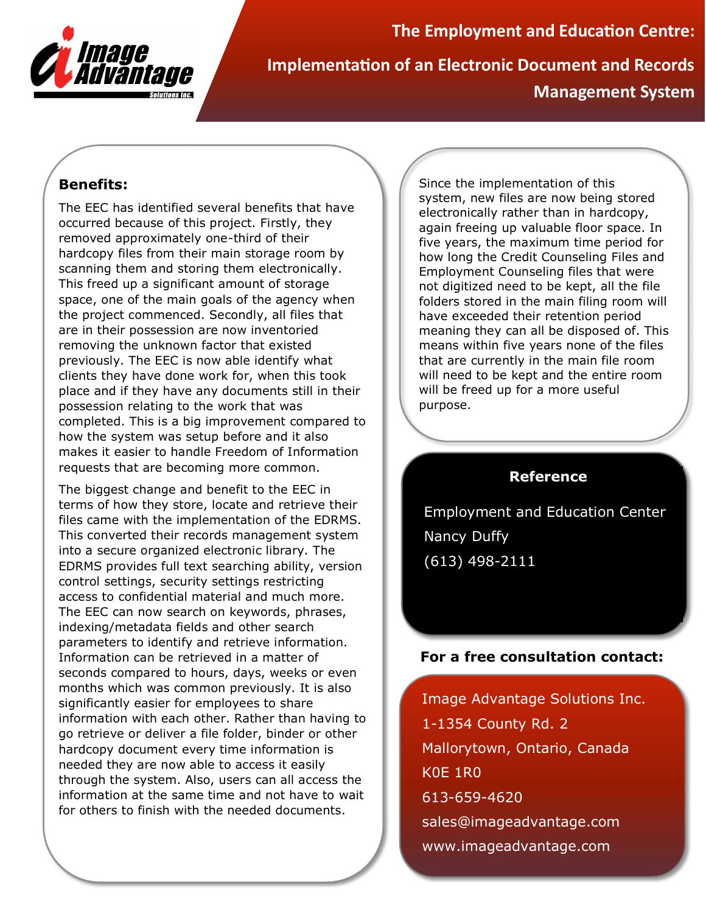# The Employment and Education Centre:

## Implementation of an Electronic Document and Records Management System

### Benefits:

The EEC has identified several benefits that have occurred because of this project. Firstly, they removed approximately one-third of their hardcopy files from their main storage room by scanning them and storing them electronically. This freed up a significant amount of storage space, one of the main goals of the agency when the project commenced. Secondly, all files that are in their possession are now inventoried removing the unknown factor that existed previously. The EEC is now able identify what clients they have done work for, when this took place and if they have any documents still in their possession relating to the work that was completed. This is a big improvement compared to how the system was setup before and it also makes it easier to handle Freedom of Information requests that are becoming more common.

The biggest change and benefit to the EEC in terms of how they store, locate and retrieve their files came with the implementation of the EDRMS. This converted their records management system into a secure organized electronic library. The EDRMS provides full text searching ability, version control settings, security settings restricting access to confidential material and much more. The EEC can now search on keywords, phrases, indexing/metadata fields and other search parameters to identify and retrieve information. Information can be retrieved in a matter of seconds compared to hours, days, weeks or even months which was common previously. It is also significantly easier for employees to share information with each other. Rather than having to go retrieve or deliver a file folder, binder or other hardcopy document every time information is needed they are now able to access it easily through the system. Also, users can all access the information at the same time and not have to wait for others to finish with the needed documents.

Since the implementation of this system, new files are now being stored electronically rather than in hardcopy, again freeing up valuable floor space. In five years, the maximum time period for how long the Credit Counseling Files and Employment Counseling files that were not digitized need to be kept, all the file folders stored in the main filing room will have exceeded their retention period meaning they can all be disposed of. This means within five years none of the files that are currently in the main file room will need to be kept and the entire room will be freed up for a more useful purpose.

### Reference

Employment and Education Center
Nancy Duffy
(613) 498-2111

### For a free consultation contact:

Image Advantage Solutions Inc.
1-1354 County Rd. 2
Mallorytown, Ontario, Canada
K0E 1R0
613-659-4620
sales@imageadvantage.com
www.imageadvantage.com